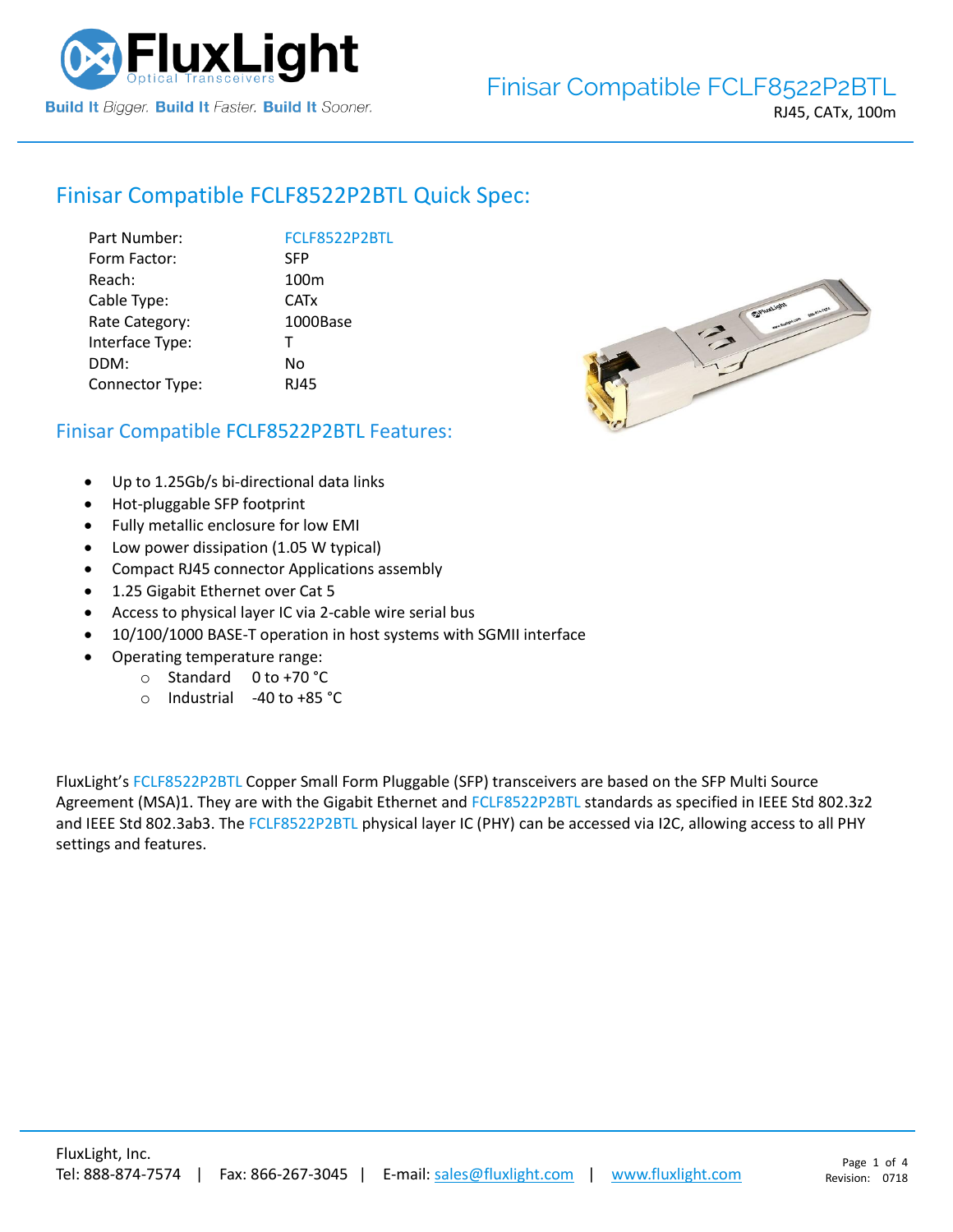# Finisar Compatible FCLF8522P2BTL

RJ45, CATx, 100m

## Finisar Compatible FCLF8522P2BTL Quick Spec:

| | |
|---|---|
| Part Number: | FCLF8522P2BTL |
| Form Factor: | SFP |
| Reach: | 100m |
| Cable Type: | CATx |
| Rate Category: | 1000Base |
| Interface Type: | T |
| DDM: | No |
| Connector Type: | RJ45 |

## Finisar Compatible FCLF8522P2BTL Features:

- Up to 1.25Gb/s bi-directional data links
- Hot-pluggable SFP footprint
- Fully metallic enclosure for low EMI
- Low power dissipation (1.05 W typical)
- Compact RJ45 connector Applications assembly
- 1.25 Gigabit Ethernet over Cat 5
- Access to physical layer IC via 2-cable wire serial bus
- 10/100/1000 BASE-T operation in host systems with SGMII interface
- Operating temperature range:
  - Standard 0 to +70 °C
  - Industrial -40 to +85 °C

FluxLight's FCLF8522P2BTL Copper Small Form Pluggable (SFP) transceivers are based on the SFP Multi Source Agreement (MSA)1. They are with the Gigabit Ethernet and FCLF8522P2BTL standards as specified in IEEE Std 802.3z2 and IEEE Std 802.3ab3. The FCLF8522P2BTL physical layer IC (PHY) can be accessed via I2C, allowing access to all PHY settings and features.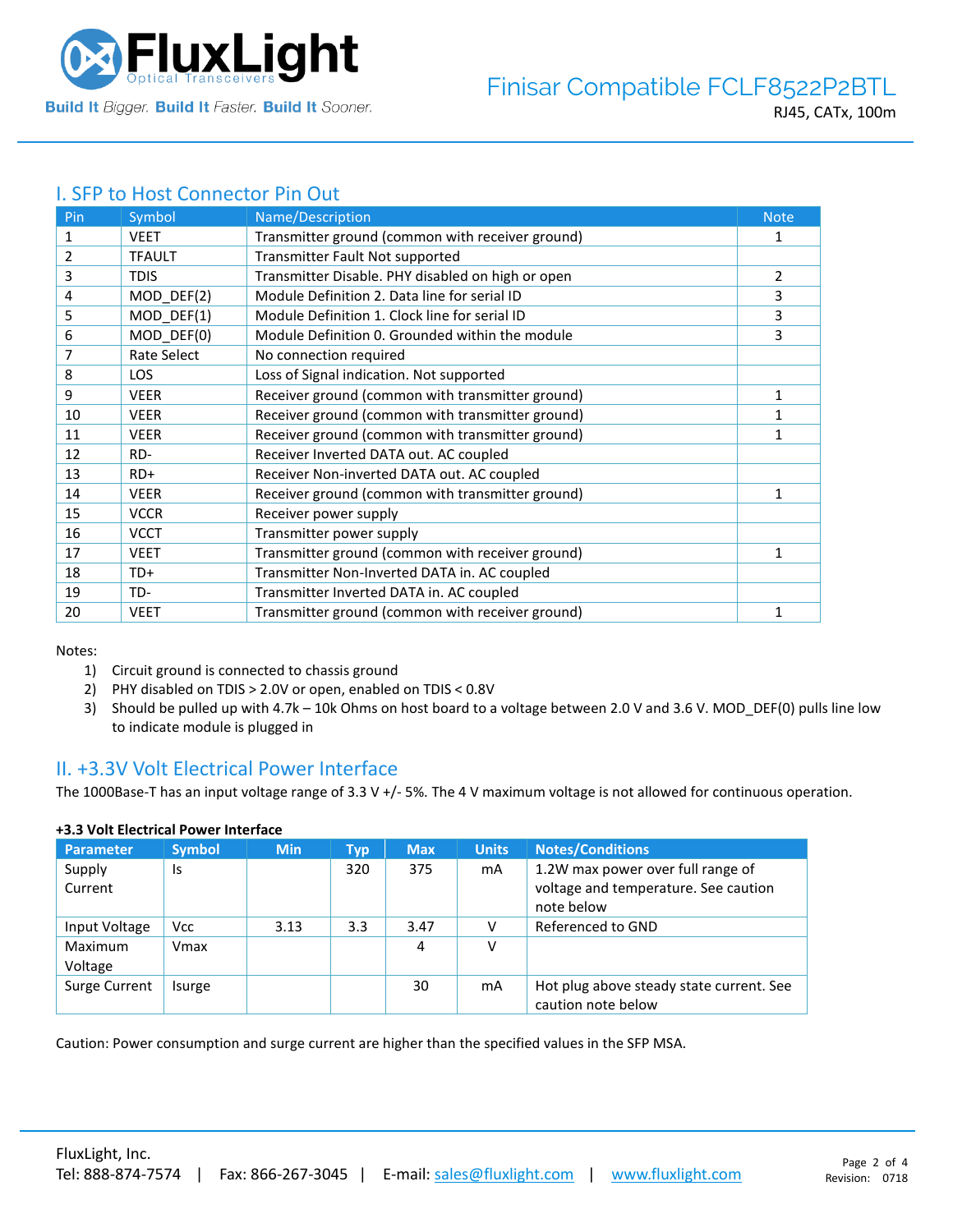## I. SFP to Host Connector Pin Out

| Pin | Symbol | Name/Description | Note |
|---|---|---|---|
| 1 | VEET | Transmitter ground (common with receiver ground) | 1 |
| 2 | TFAULT | Transmitter Fault Not supported | |
| 3 | TDIS | Transmitter Disable. PHY disabled on high or open | 2 |
| 4 | MOD_DEF(2) | Module Definition 2. Data line for serial ID | 3 |
| 5 | MOD_DEF(1) | Module Definition 1. Clock line for serial ID | 3 |
| 6 | MOD_DEF(0) | Module Definition 0. Grounded within the module | 3 |
| 7 | Rate Select | No connection required | |
| 8 | LOS | Loss of Signal indication. Not supported | |
| 9 | VEER | Receiver ground (common with transmitter ground) | 1 |
| 10 | VEER | Receiver ground (common with transmitter ground) | 1 |
| 11 | VEER | Receiver ground (common with transmitter ground) | 1 |
| 12 | RD- | Receiver Inverted DATA out. AC coupled | |
| 13 | RD+ | Receiver Non-inverted DATA out. AC coupled | |
| 14 | VEER | Receiver ground (common with transmitter ground) | 1 |
| 15 | VCCR | Receiver power supply | |
| 16 | VCCT | Transmitter power supply | |
| 17 | VEET | Transmitter ground (common with receiver ground) | 1 |
| 18 | TD+ | Transmitter Non-Inverted DATA in. AC coupled | |
| 19 | TD- | Transmitter Inverted DATA in. AC coupled | |
| 20 | VEET | Transmitter ground (common with receiver ground) | 1 |

Notes:

1) Circuit ground is connected to chassis ground
2) PHY disabled on TDIS > 2.0V or open, enabled on TDIS < 0.8V
3) Should be pulled up with 4.7k – 10k Ohms on host board to a voltage between 2.0 V and 3.6 V. MOD_DEF(0) pulls line low to indicate module is plugged in

## II. +3.3V Volt Electrical Power Interface

The 1000Base-T has an input voltage range of 3.3 V +/- 5%. The 4 V maximum voltage is not allowed for continuous operation.

**+3.3 Volt Electrical Power Interface**

| Parameter | Symbol | Min | Typ | Max | Units | Notes/Conditions |
|---|---|---|---|---|---|---|
| Supply Current | Is | | 320 | 375 | mA | 1.2W max power over full range of voltage and temperature. See caution note below |
| Input Voltage | Vcc | 3.13 | 3.3 | 3.47 | V | Referenced to GND |
| Maximum Voltage | Vmax | | | 4 | V | |
| Surge Current | Isurge | | | 30 | mA | Hot plug above steady state current. See caution note below |

Caution: Power consumption and surge current are higher than the specified values in the SFP MSA.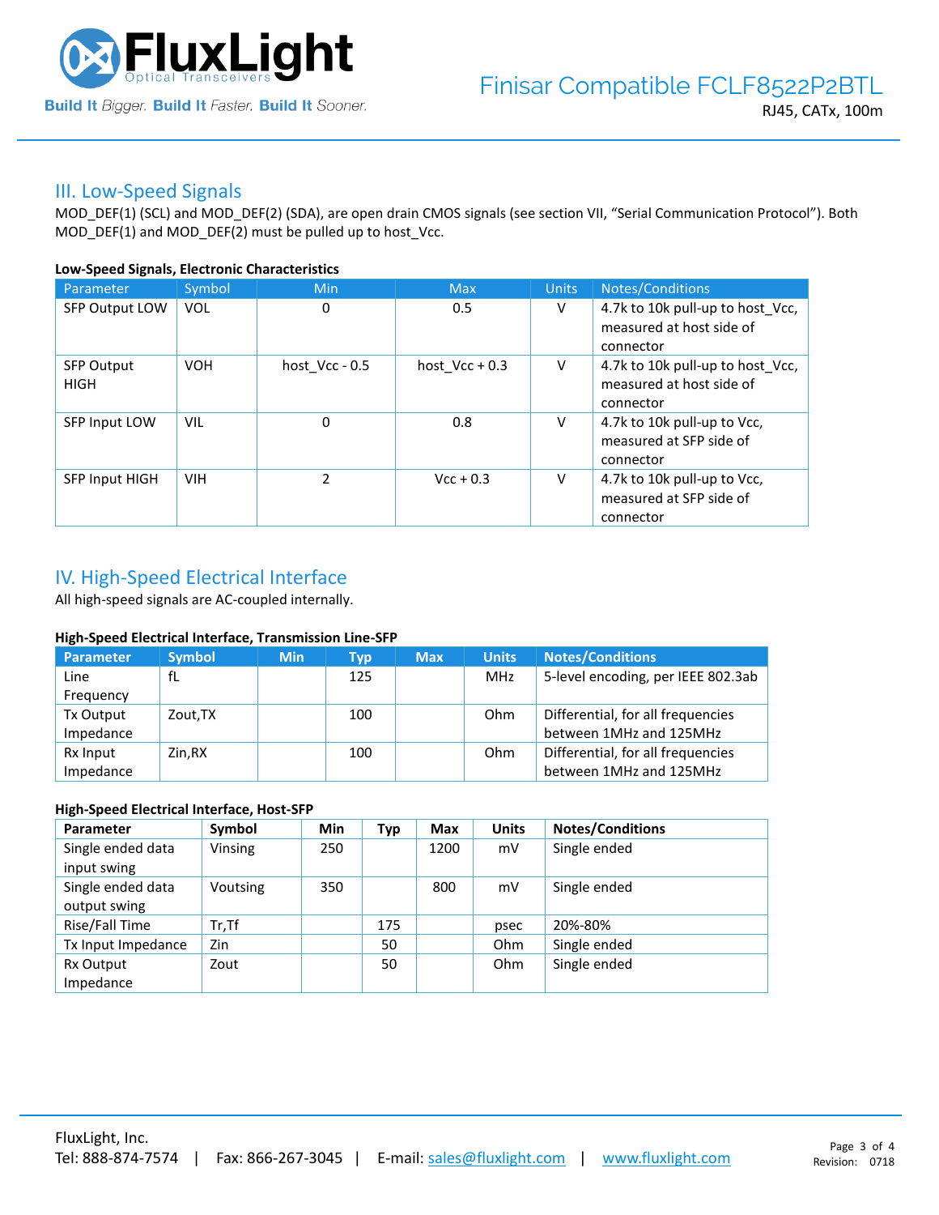## III. Low-Speed Signals

MOD_DEF(1) (SCL) and MOD_DEF(2) (SDA), are open drain CMOS signals (see section VII, “Serial Communication Protocol”). Both MOD_DEF(1) and MOD_DEF(2) must be pulled up to host_Vcc.

**Low-Speed Signals, Electronic Characteristics**

| Parameter | Symbol | Min | Max | Units | Notes/Conditions |
| --- | --- | --- | --- | --- | --- |
| SFP Output LOW | VOL | 0 | 0.5 | V | 4.7k to 10k pull-up to host_Vcc, measured at host side of connector |
| SFP Output HIGH | VOH | host_Vcc - 0.5 | host_Vcc + 0.3 | V | 4.7k to 10k pull-up to host_Vcc, measured at host side of connector |
| SFP Input LOW | VIL | 0 | 0.8 | V | 4.7k to 10k pull-up to Vcc, measured at SFP side of connector |
| SFP Input HIGH | VIH | 2 | Vcc + 0.3 | V | 4.7k to 10k pull-up to Vcc, measured at SFP side of connector |

## IV. High-Speed Electrical Interface

All high-speed signals are AC-coupled internally.

**High-Speed Electrical Interface, Transmission Line-SFP**

| Parameter | Symbol | Min | Typ | Max | Units | Notes/Conditions |
| --- | --- | --- | --- | --- | --- | --- |
| Line Frequency | fL | | 125 | | MHz | 5-level encoding, per IEEE 802.3ab |
| Tx Output Impedance | Zout,TX | | 100 | | Ohm | Differential, for all frequencies between 1MHz and 125MHz |
| Rx Input Impedance | Zin,RX | | 100 | | Ohm | Differential, for all frequencies between 1MHz and 125MHz |

**High-Speed Electrical Interface, Host-SFP**

| Parameter | Symbol | Min | Typ | Max | Units | Notes/Conditions |
| --- | --- | --- | --- | --- | --- | --- |
| Single ended data input swing | Vinsing | 250 | | 1200 | mV | Single ended |
| Single ended data output swing | Voutsing | 350 | | 800 | mV | Single ended |
| Rise/Fall Time | Tr,Tf | | 175 | | psec | 20%-80% |
| Tx Input Impedance | Zin | | 50 | | Ohm | Single ended |
| Rx Output Impedance | Zout | | 50 | | Ohm | Single ended |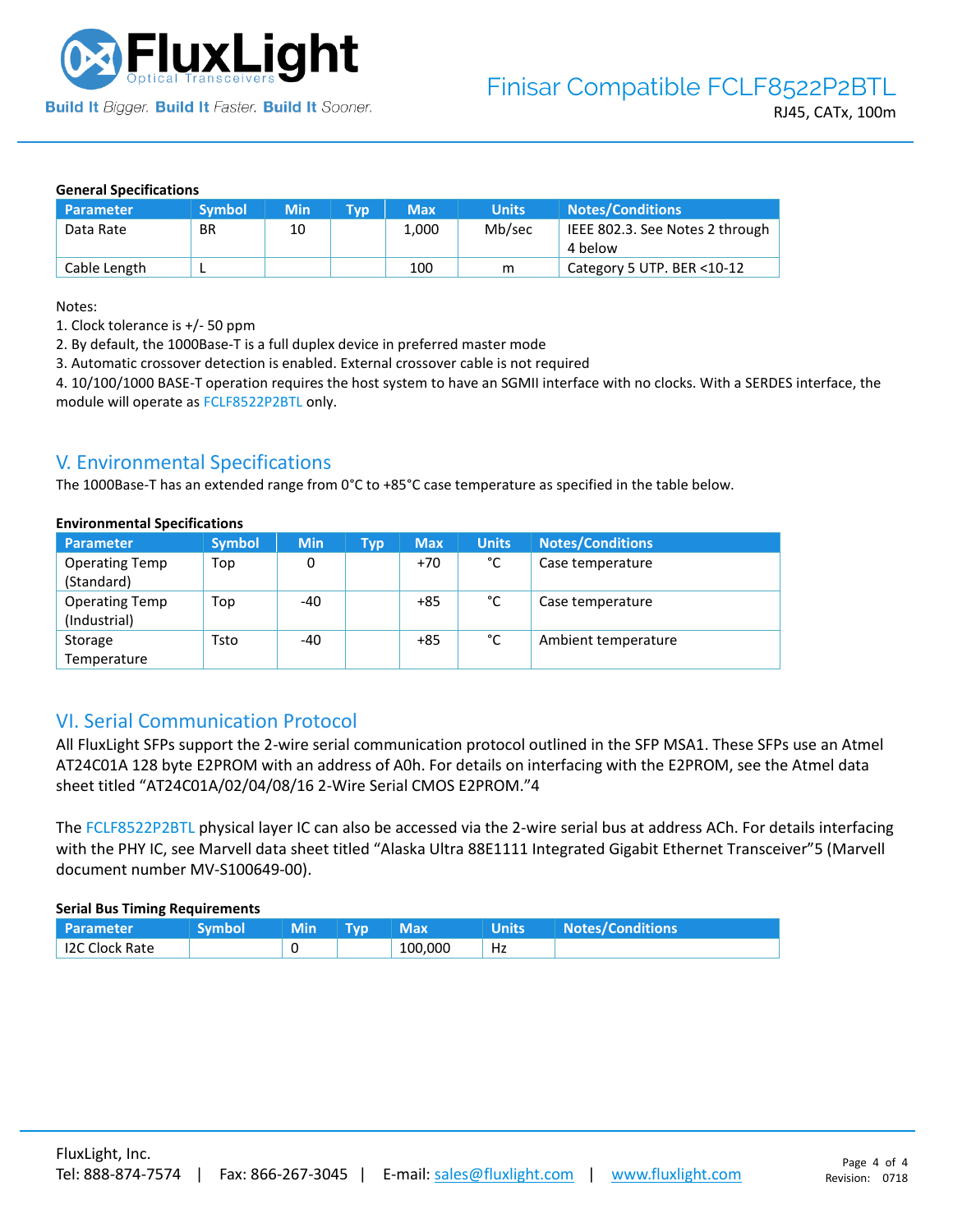**General Specifications**

| Parameter | Symbol | Min | Typ | Max | Units | Notes/Conditions |
|---|---|---|---|---|---|---|
| Data Rate | BR | 10 | | 1,000 | Mb/sec | IEEE 802.3. See Notes 2 through 4 below |
| Cable Length | L | | | 100 | m | Category 5 UTP. BER <10-12 |

Notes:

1. Clock tolerance is +/- 50 ppm
2. By default, the 1000Base-T is a full duplex device in preferred master mode
3. Automatic crossover detection is enabled. External crossover cable is not required
4. 10/100/1000 BASE-T operation requires the host system to have an SGMII interface with no clocks. With a SERDES interface, the module will operate as FCLF8522P2BTL only.

## V. Environmental Specifications

The 1000Base-T has an extended range from 0°C to +85°C case temperature as specified in the table below.

**Environmental Specifications**

| Parameter | Symbol | Min | Typ | Max | Units | Notes/Conditions |
|---|---|---|---|---|---|---|
| Operating Temp (Standard) | Top | 0 | | +70 | °C | Case temperature |
| Operating Temp (Industrial) | Top | -40 | | +85 | °C | Case temperature |
| Storage Temperature | Tsto | -40 | | +85 | °C | Ambient temperature |

## VI. Serial Communication Protocol

All FluxLight SFPs support the 2-wire serial communication protocol outlined in the SFP MSA1. These SFPs use an Atmel AT24C01A 128 byte E2PROM with an address of A0h. For details on interfacing with the E2PROM, see the Atmel data sheet titled "AT24C01A/02/04/08/16 2-Wire Serial CMOS E2PROM."4

The FCLF8522P2BTL physical layer IC can also be accessed via the 2-wire serial bus at address ACh. For details interfacing with the PHY IC, see Marvell data sheet titled "Alaska Ultra 88E1111 Integrated Gigabit Ethernet Transceiver"5 (Marvell document number MV-S100649-00).

**Serial Bus Timing Requirements**

| Parameter | Symbol | Min | Typ | Max | Units | Notes/Conditions |
|---|---|---|---|---|---|---|
| I2C Clock Rate | | 0 | | 100,000 | Hz | |

FluxLight, Inc.
Tel: 888-874-7574 | Fax: 866-267-3045 | E-mail: sales@fluxlight.com | www.fluxlight.com